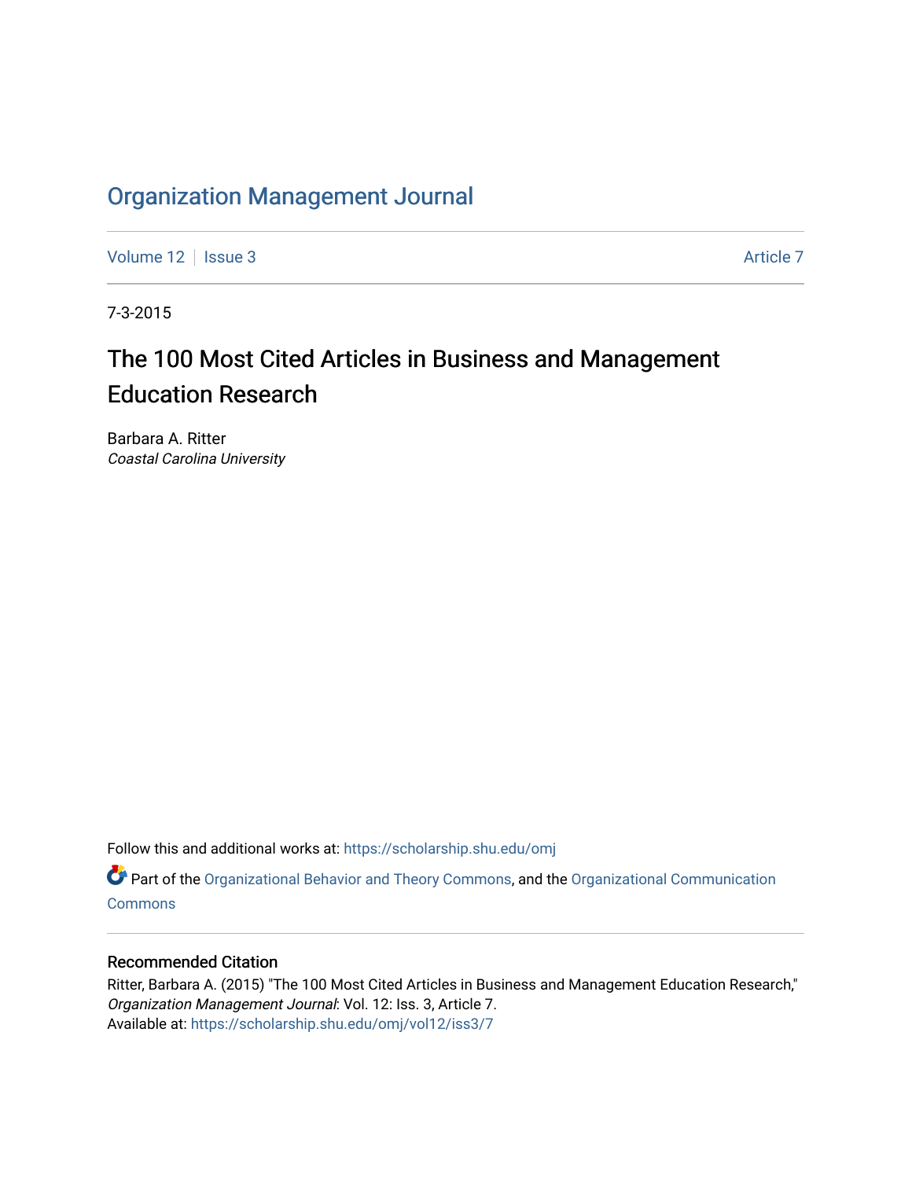# Organization Management Journal

Volume 12 | Issue 3 | Article 7

7-3-2015

## The 100 Most Cited Articles in Business and Management Education Research

Barbara A. Ritter
*Coastal Carolina University*

Follow this and additional works at: https://scholarship.shu.edu/omj

Part of the Organizational Behavior and Theory Commons, and the Organizational Communication Commons

### Recommended Citation

Ritter, Barbara A. (2015) "The 100 Most Cited Articles in Business and Management Education Research," *Organization Management Journal*: Vol. 12: Iss. 3, Article 7.
Available at: https://scholarship.shu.edu/omj/vol12/iss3/7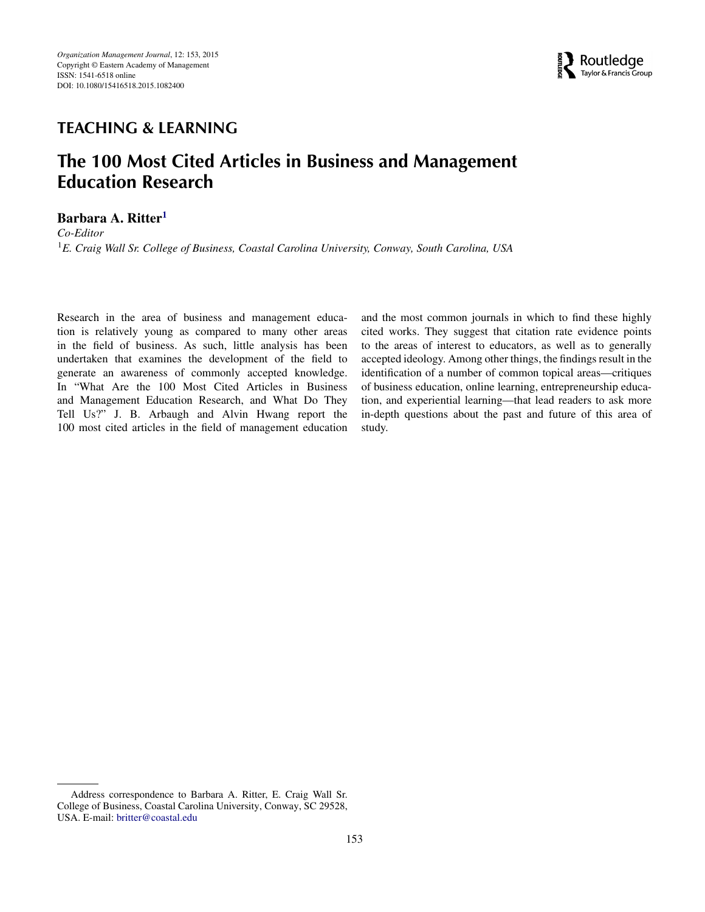## TEACHING & LEARNING

# The 100 Most Cited Articles in Business and Management Education Research

**Barbara A. Ritter**[1]

*Co-Editor*

[1]*E. Craig Wall Sr. College of Business, Coastal Carolina University, Conway, South Carolina, USA*

Research in the area of business and management education is relatively young as compared to many other areas in the field of business. As such, little analysis has been undertaken that examines the development of the field to generate an awareness of commonly accepted knowledge. In "What Are the 100 Most Cited Articles in Business and Management Education Research, and What Do They Tell Us?" J. B. Arbaugh and Alvin Hwang report the 100 most cited articles in the field of management education and the most common journals in which to find these highly cited works. They suggest that citation rate evidence points to the areas of interest to educators, as well as to generally accepted ideology. Among other things, the findings result in the identification of a number of common topical areas—critiques of business education, online learning, entrepreneurship education, and experiential learning—that lead readers to ask more in-depth questions about the past and future of this area of study.

---

Address correspondence to Barbara A. Ritter, E. Craig Wall Sr. College of Business, Coastal Carolina University, Conway, SC 29528, USA. E-mail: britter@coastal.edu